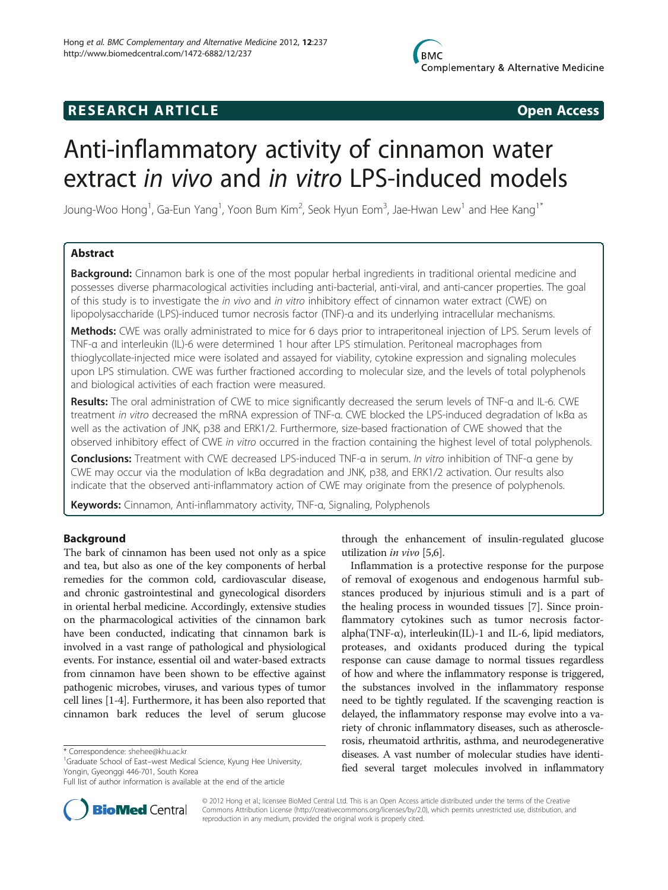**RESEARCH ARTICLE** **Open Access**

# Anti-inflammatory activity of cinnamon water extract *in vivo* and *in vitro* LPS-induced models

Joung-Woo Hong[1], Ga-Eun Yang[1], Yoon Bum Kim[2], Seok Hyun Eom[3], Jae-Hwan Lew[1] and Hee Kang[1*]

## Abstract

**Background:** Cinnamon bark is one of the most popular herbal ingredients in traditional oriental medicine and possesses diverse pharmacological activities including anti-bacterial, anti-viral, and anti-cancer properties. The goal of this study is to investigate the *in vivo* and *in vitro* inhibitory effect of cinnamon water extract (CWE) on lipopolysaccharide (LPS)-induced tumor necrosis factor (TNF)-α and its underlying intracellular mechanisms.

**Methods:** CWE was orally administrated to mice for 6 days prior to intraperitoneal injection of LPS. Serum levels of TNF-α and interleukin (IL)-6 were determined 1 hour after LPS stimulation. Peritoneal macrophages from thioglycollate-injected mice were isolated and assayed for viability, cytokine expression and signaling molecules upon LPS stimulation. CWE was further fractioned according to molecular size, and the levels of total polyphenols and biological activities of each fraction were measured.

**Results:** The oral administration of CWE to mice significantly decreased the serum levels of TNF-α and IL-6. CWE treatment *in vitro* decreased the mRNA expression of TNF-α. CWE blocked the LPS-induced degradation of IκBα as well as the activation of JNK, p38 and ERK1/2. Furthermore, size-based fractionation of CWE showed that the observed inhibitory effect of CWE *in vitro* occurred in the fraction containing the highest level of total polyphenols.

**Conclusions:** Treatment with CWE decreased LPS-induced TNF-α in serum. *In vitro* inhibition of TNF-α gene by CWE may occur via the modulation of IκBα degradation and JNK, p38, and ERK1/2 activation. Our results also indicate that the observed anti-inflammatory action of CWE may originate from the presence of polyphenols.

**Keywords:** Cinnamon, Anti-inflammatory activity, TNF-α, Signaling, Polyphenols

## Background

The bark of cinnamon has been used not only as a spice and tea, but also as one of the key components of herbal remedies for the common cold, cardiovascular disease, and chronic gastrointestinal and gynecological disorders in oriental herbal medicine. Accordingly, extensive studies on the pharmacological activities of the cinnamon bark have been conducted, indicating that cinnamon bark is involved in a vast range of pathological and physiological events. For instance, essential oil and water-based extracts from cinnamon have been shown to be effective against pathogenic microbes, viruses, and various types of tumor cell lines [1-4]. Furthermore, it has been also reported that cinnamon bark reduces the level of serum glucose through the enhancement of insulin-regulated glucose utilization *in vivo* [5,6].

Inflammation is a protective response for the purpose of removal of exogenous and endogenous harmful substances produced by injurious stimuli and is a part of the healing process in wounded tissues [7]. Since proinflammatory cytokines such as tumor necrosis factor-alpha(TNF-α), interleukin(IL)-1 and IL-6, lipid mediators, proteases, and oxidants produced during the typical response can cause damage to normal tissues regardless of how and where the inflammatory response is triggered, the substances involved in the inflammatory response need to be tightly regulated. If the scavenging reaction is delayed, the inflammatory response may evolve into a variety of chronic inflammatory diseases, such as atherosclerosis, rheumatoid arthritis, asthma, and neurodegenerative diseases. A vast number of molecular studies have identified several target molecules involved in inflammatory

\* Correspondence: shehee@khu.ac.kr

[1]Graduate School of East–west Medical Science, Kyung Hee University, Yongin, Gyeonggi 446-701, South Korea

Full list of author information is available at the end of the article

© 2012 Hong et al.; licensee BioMed Central Ltd. This is an Open Access article distributed under the terms of the Creative Commons Attribution License (http://creativecommons.org/licenses/by/2.0), which permits unrestricted use, distribution, and reproduction in any medium, provided the original work is properly cited.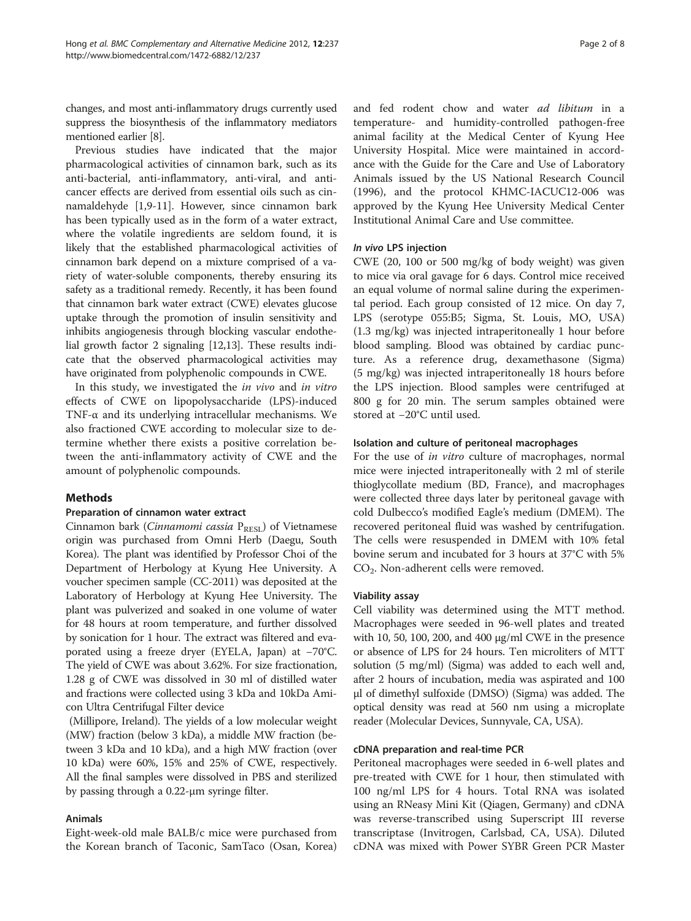changes, and most anti-inflammatory drugs currently used suppress the biosynthesis of the inflammatory mediators mentioned earlier [8].

Previous studies have indicated that the major pharmacological activities of cinnamon bark, such as its anti-bacterial, anti-inflammatory, anti-viral, and anti-cancer effects are derived from essential oils such as cinnamaldehyde [1,9-11]. However, since cinnamon bark has been typically used as in the form of a water extract, where the volatile ingredients are seldom found, it is likely that the established pharmacological activities of cinnamon bark depend on a mixture comprised of a variety of water-soluble components, thereby ensuring its safety as a traditional remedy. Recently, it has been found that cinnamon bark water extract (CWE) elevates glucose uptake through the promotion of insulin sensitivity and inhibits angiogenesis through blocking vascular endothelial growth factor 2 signaling [12,13]. These results indicate that the observed pharmacological activities may have originated from polyphenolic compounds in CWE.

In this study, we investigated the *in vivo* and *in vitro* effects of CWE on lipopolysaccharide (LPS)-induced TNF-α and its underlying intracellular mechanisms. We also fractioned CWE according to molecular size to determine whether there exists a positive correlation between the anti-inflammatory activity of CWE and the amount of polyphenolic compounds.

## Methods

### Preparation of cinnamon water extract

Cinnamon bark (*Cinnamomi cassia* $P_{RESL}$) of Vietnamese origin was purchased from Omni Herb (Daegu, South Korea). The plant was identified by Professor Choi of the Department of Herbology at Kyung Hee University. A voucher specimen sample (CC-2011) was deposited at the Laboratory of Herbology at Kyung Hee University. The plant was pulverized and soaked in one volume of water for 48 hours at room temperature, and further dissolved by sonication for 1 hour. The extract was filtered and evaporated using a freeze dryer (EYELA, Japan) at −70°C. The yield of CWE was about 3.62%. For size fractionation, 1.28 g of CWE was dissolved in 30 ml of distilled water and fractions were collected using 3 kDa and 10kDa Amicon Ultra Centrifugal Filter device (Millipore, Ireland). The yields of a low molecular weight (MW) fraction (below 3 kDa), a middle MW fraction (between 3 kDa and 10 kDa), and a high MW fraction (over 10 kDa) were 60%, 15% and 25% of CWE, respectively. All the final samples were dissolved in PBS and sterilized by passing through a 0.22-μm syringe filter.

### Animals

Eight-week-old male BALB/c mice were purchased from the Korean branch of Taconic, SamTaco (Osan, Korea) and fed rodent chow and water *ad libitum* in a temperature- and humidity-controlled pathogen-free animal facility at the Medical Center of Kyung Hee University Hospital. Mice were maintained in accordance with the Guide for the Care and Use of Laboratory Animals issued by the US National Research Council (1996), and the protocol KHMC-IACUC12-006 was approved by the Kyung Hee University Medical Center Institutional Animal Care and Use committee.

### *In vivo* LPS injection

CWE (20, 100 or 500 mg/kg of body weight) was given to mice via oral gavage for 6 days. Control mice received an equal volume of normal saline during the experimental period. Each group consisted of 12 mice. On day 7, LPS (serotype 055:B5; Sigma, St. Louis, MO, USA) (1.3 mg/kg) was injected intraperitoneally 1 hour before blood sampling. Blood was obtained by cardiac puncture. As a reference drug, dexamethasone (Sigma) (5 mg/kg) was injected intraperitoneally 18 hours before the LPS injection. Blood samples were centrifuged at 800 g for 20 min. The serum samples obtained were stored at −20°C until used.

### Isolation and culture of peritoneal macrophages

For the use of *in vitro* culture of macrophages, normal mice were injected intraperitoneally with 2 ml of sterile thioglycollate medium (BD, France), and macrophages were collected three days later by peritoneal gavage with cold Dulbecco's modified Eagle's medium (DMEM). The recovered peritoneal fluid was washed by centrifugation. The cells were resuspended in DMEM with 10% fetal bovine serum and incubated for 3 hours at 37°C with 5% $CO_2$. Non-adherent cells were removed.

### Viability assay

Cell viability was determined using the MTT method. Macrophages were seeded in 96-well plates and treated with 10, 50, 100, 200, and 400 μg/ml CWE in the presence or absence of LPS for 24 hours. Ten microliters of MTT solution (5 mg/ml) (Sigma) was added to each well and, after 2 hours of incubation, media was aspirated and 100 μl of dimethyl sulfoxide (DMSO) (Sigma) was added. The optical density was read at 560 nm using a microplate reader (Molecular Devices, Sunnyvale, CA, USA).

### cDNA preparation and real-time PCR

Peritoneal macrophages were seeded in 6-well plates and pre-treated with CWE for 1 hour, then stimulated with 100 ng/ml LPS for 4 hours. Total RNA was isolated using an RNeasy Mini Kit (Qiagen, Germany) and cDNA was reverse-transcribed using Superscript III reverse transcriptase (Invitrogen, Carlsbad, CA, USA). Diluted cDNA was mixed with Power SYBR Green PCR Master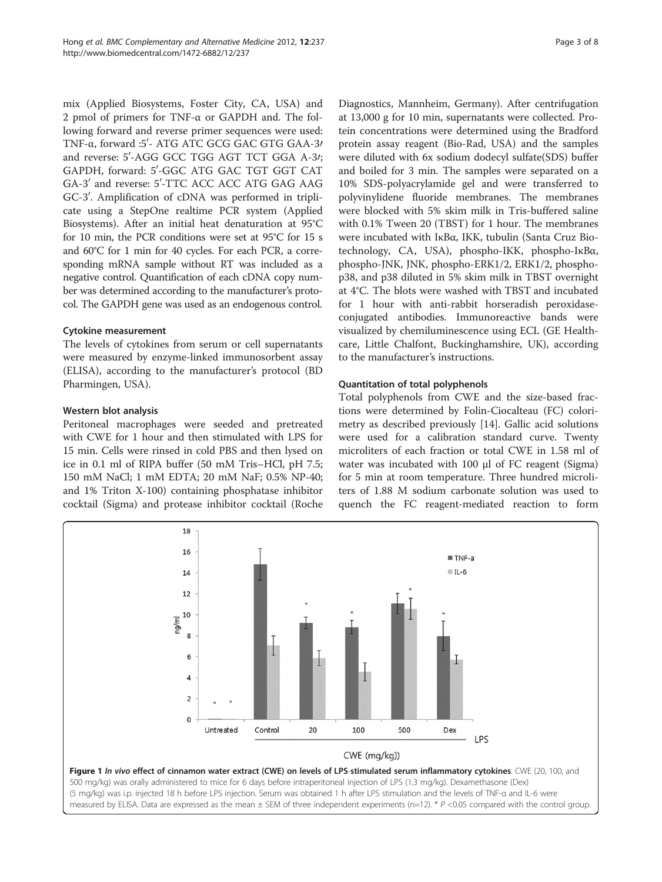mix (Applied Biosystems, Foster City, CA, USA) and 2 pmol of primers for TNF-α or GAPDH and. The following forward and reverse primer sequences were used: TNF-α, forward :5′- ATG ATC GCG GAC GTG GAA-3′ and reverse: 5′-AGG GCC TGG AGT TCT GGA A-3′; GAPDH, forward: 5′-GGC ATG GAC TGT GGT CAT GA-3′ and reverse: 5′-TTC ACC ACC ATG GAG AAG GC-3′. Amplification of cDNA was performed in triplicate using a StepOne realtime PCR system (Applied Biosystems). After an initial heat denaturation at 95°C for 10 min, the PCR conditions were set at 95°C for 15 s and 60°C for 1 min for 40 cycles. For each PCR, a corresponding mRNA sample without RT was included as a negative control. Quantification of each cDNA copy number was determined according to the manufacturer's protocol. The GAPDH gene was used as an endogenous control.

### Cytokine measurement

The levels of cytokines from serum or cell supernatants were measured by enzyme-linked immunosorbent assay (ELISA), according to the manufacturer's protocol (BD Pharmingen, USA).

### Western blot analysis

Peritoneal macrophages were seeded and pretreated with CWE for 1 hour and then stimulated with LPS for 15 min. Cells were rinsed in cold PBS and then lysed on ice in 0.1 ml of RIPA buffer (50 mM Tris–HCl, pH 7.5; 150 mM NaCl; 1 mM EDTA; 20 mM NaF; 0.5% NP-40; and 1% Triton X-100) containing phosphatase inhibitor cocktail (Sigma) and protease inhibitor cocktail (Roche Diagnostics, Mannheim, Germany). After centrifugation at 13,000 g for 10 min, supernatants were collected. Protein concentrations were determined using the Bradford protein assay reagent (Bio-Rad, USA) and the samples were diluted with 6x sodium dodecyl sulfate(SDS) buffer and boiled for 3 min. The samples were separated on a 10% SDS-polyacrylamide gel and were transferred to polyvinylidene fluoride membranes. The membranes were blocked with 5% skim milk in Tris-buffered saline with 0.1% Tween 20 (TBST) for 1 hour. The membranes were incubated with IκBα, IKK, tubulin (Santa Cruz Biotechnology, CA, USA), phospho-IKK, phospho-IκBα, phospho-JNK, JNK, phospho-ERK1/2, ERK1/2, phospho-p38, and p38 diluted in 5% skim milk in TBST overnight at 4°C. The blots were washed with TBST and incubated for 1 hour with anti-rabbit horseradish peroxidase-conjugated antibodies. Immunoreactive bands were visualized by chemiluminescence using ECL (GE Healthcare, Little Chalfont, Buckinghamshire, UK), according to the manufacturer's instructions.

### Quantitation of total polyphenols

Total polyphenols from CWE and the size-based fractions were determined by Folin-Ciocalteau (FC) colorimetry as described previously [14]. Gallic acid solutions were used for a calibration standard curve. Twenty microliters of each fraction or total CWE in 1.58 ml of water was incubated with 100 μl of FC reagent (Sigma) for 5 min at room temperature. Three hundred microliters of 1.88 M sodium carbonate solution was used to quench the FC reagent-mediated reaction to form

**Figure 1** *In vivo* **effect of cinnamon water extract (CWE) on levels of LPS-stimulated serum inflammatory cytokines**. CWE (20, 100, and 500 mg/kg) was orally administered to mice for 6 days before intraperitoneal injection of LPS (1.3 mg/kg). Dexamethasone (Dex) (5 mg/kg) was i.p. injected 18 h before LPS injection. Serum was obtained 1 h after LPS stimulation and the levels of TNF-α and IL-6 were measured by ELISA. Data are expressed as the mean ± SEM of three independent experiments (n=12). * $P$ <0.05 compared with the control group.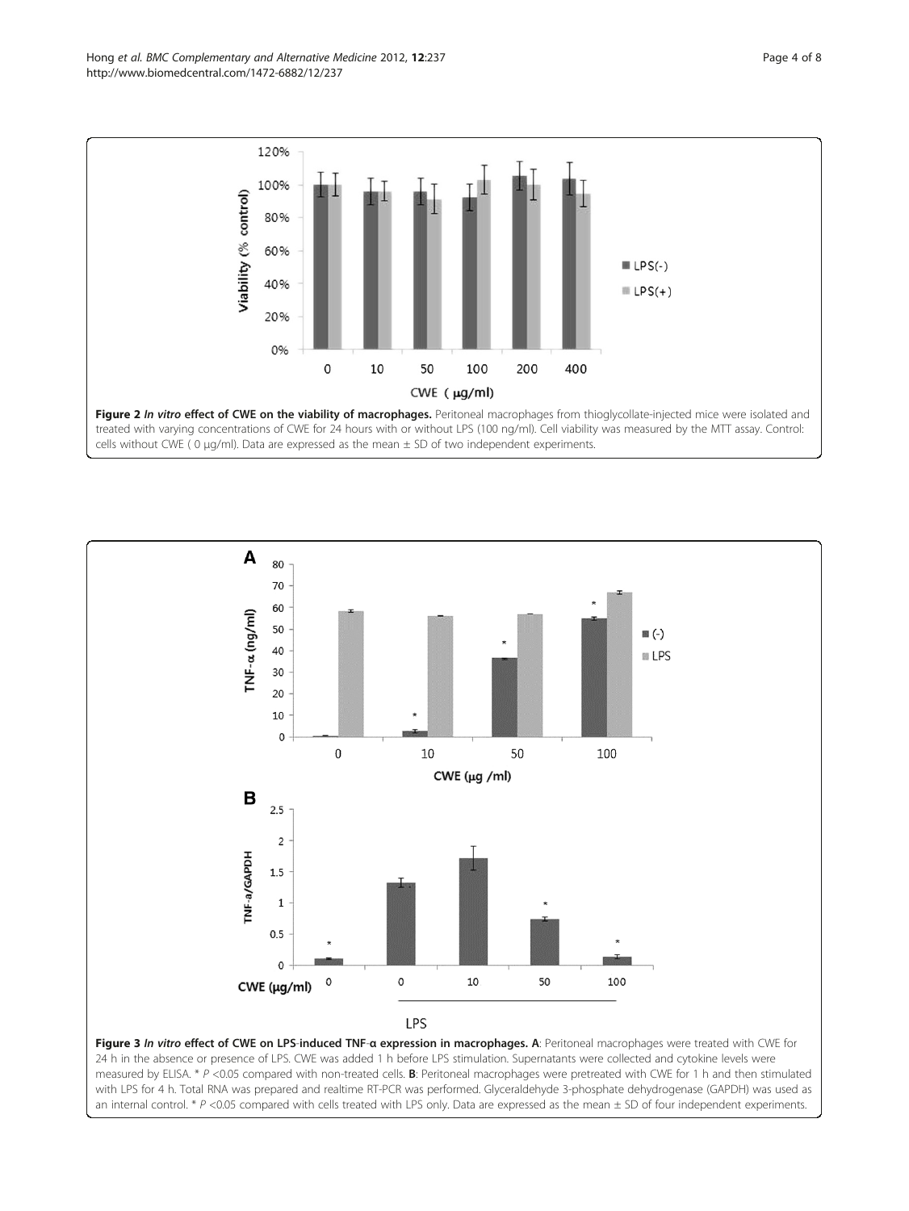**Figure 2** ***In vitro*** **effect of CWE on the viability of macrophages.** Peritoneal macrophages from thioglycollate-injected mice were isolated and treated with varying concentrations of CWE for 24 hours with or without LPS (100 ng/ml). Cell viability was measured by the MTT assay. Control: cells without CWE ( 0 μg/ml). Data are expressed as the mean ± SD of two independent experiments.

**Figure 3** ***In vitro*** **effect of CWE on LPS-induced TNF-α expression in macrophages. A**: Peritoneal macrophages were treated with CWE for 24 h in the absence or presence of LPS. CWE was added 1 h before LPS stimulation. Supernatants were collected and cytokine levels were measured by ELISA. * $P < 0.05$ compared with non-treated cells. **B**: Peritoneal macrophages were pretreated with CWE for 1 h and then stimulated with LPS for 4 h. Total RNA was prepared and realtime RT-PCR was performed. Glyceraldehyde 3-phosphate dehydrogenase (GAPDH) was used as an internal control. * $P < 0.05$ compared with cells treated with LPS only. Data are expressed as the mean ± SD of four independent experiments.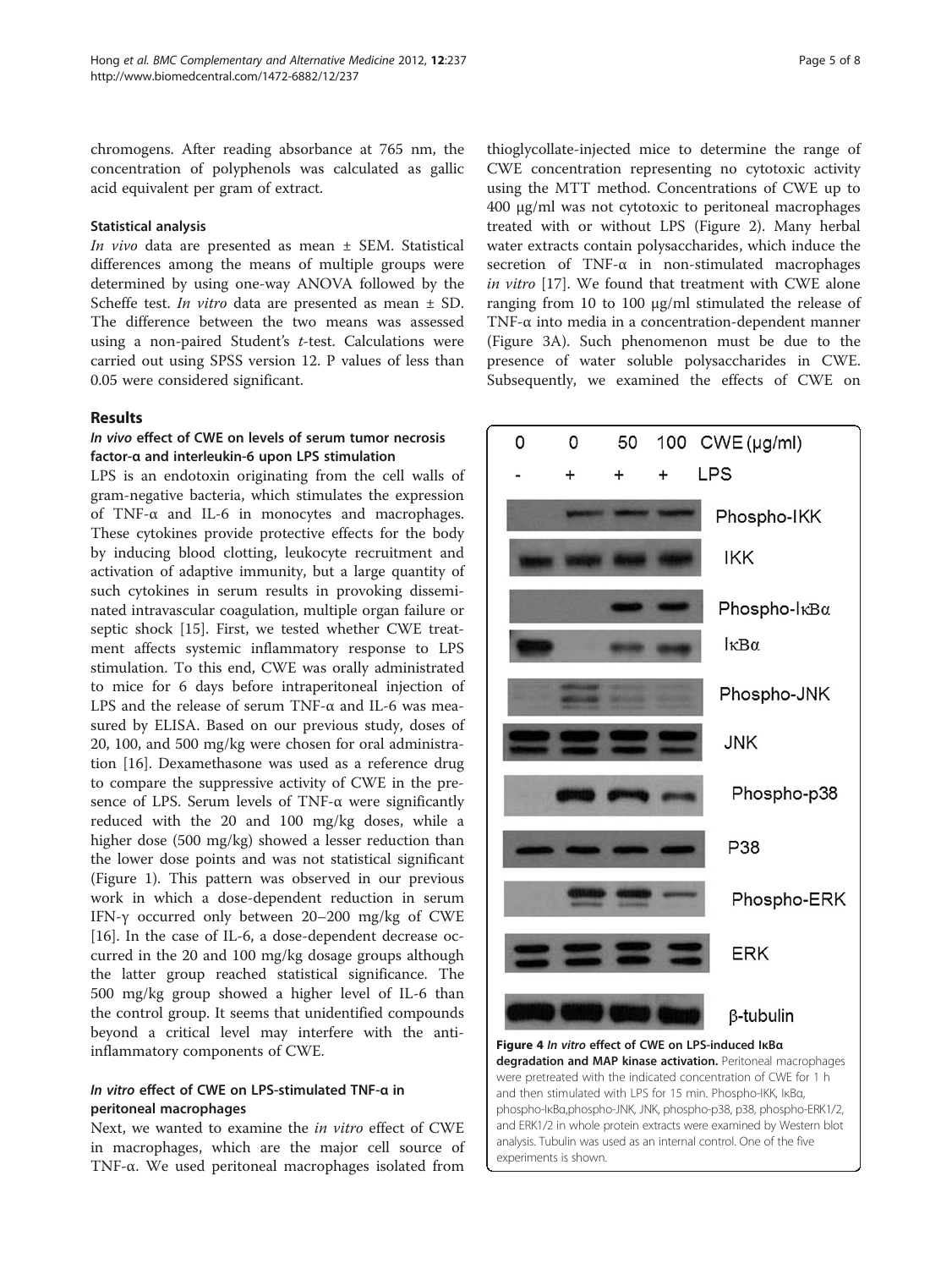chromogens. After reading absorbance at 765 nm, the concentration of polyphenols was calculated as gallic acid equivalent per gram of extract.

### Statistical analysis

*In vivo* data are presented as mean ± SEM. Statistical differences among the means of multiple groups were determined by using one-way ANOVA followed by the Scheffe test. *In vitro* data are presented as mean ± SD. The difference between the two means was assessed using a non-paired Student's *t*-test. Calculations were carried out using SPSS version 12. P values of less than 0.05 were considered significant.

## Results

### *In vivo* effect of CWE on levels of serum tumor necrosis factor-α and interleukin-6 upon LPS stimulation

LPS is an endotoxin originating from the cell walls of gram-negative bacteria, which stimulates the expression of TNF-α and IL-6 in monocytes and macrophages. These cytokines provide protective effects for the body by inducing blood clotting, leukocyte recruitment and activation of adaptive immunity, but a large quantity of such cytokines in serum results in provoking disseminated intravascular coagulation, multiple organ failure or septic shock [15]. First, we tested whether CWE treatment affects systemic inflammatory response to LPS stimulation. To this end, CWE was orally administrated to mice for 6 days before intraperitoneal injection of LPS and the release of serum TNF-α and IL-6 was measured by ELISA. Based on our previous study, doses of 20, 100, and 500 mg/kg were chosen for oral administration [16]. Dexamethasone was used as a reference drug to compare the suppressive activity of CWE in the presence of LPS. Serum levels of TNF-α were significantly reduced with the 20 and 100 mg/kg doses, while a higher dose (500 mg/kg) showed a lesser reduction than the lower dose points and was not statistical significant (Figure 1). This pattern was observed in our previous work in which a dose-dependent reduction in serum IFN-γ occurred only between 20–200 mg/kg of CWE [16]. In the case of IL-6, a dose-dependent decrease occurred in the 20 and 100 mg/kg dosage groups although the latter group reached statistical significance. The 500 mg/kg group showed a higher level of IL-6 than the control group. It seems that unidentified compounds beyond a critical level may interfere with the anti-inflammatory components of CWE.

### *In vitro* effect of CWE on LPS-stimulated TNF-α in peritoneal macrophages

Next, we wanted to examine the *in vitro* effect of CWE in macrophages, which are the major cell source of TNF-α. We used peritoneal macrophages isolated from thioglycollate-injected mice to determine the range of CWE concentration representing no cytotoxic activity using the MTT method. Concentrations of CWE up to 400 μg/ml was not cytotoxic to peritoneal macrophages treated with or without LPS (Figure 2). Many herbal water extracts contain polysaccharides, which induce the secretion of TNF-α in non-stimulated macrophages *in vitro* [17]. We found that treatment with CWE alone ranging from 10 to 100 μg/ml stimulated the release of TNF-α into media in a concentration-dependent manner (Figure 3A). Such phenomenon must be due to the presence of water soluble polysaccharides in CWE. Subsequently, we examined the effects of CWE on

**Figure 4** ***In vitro*** **effect of CWE on LPS-induced IκBα degradation and MAP kinase activation.** Peritoneal macrophages were pretreated with the indicated concentration of CWE for 1 h and then stimulated with LPS for 15 min. Phospho-IKK, IκBα, phospho-IκBα,phospho-JNK, JNK, phospho-p38, p38, phospho-ERK1/2, and ERK1/2 in whole protein extracts were examined by Western blot analysis. Tubulin was used as an internal control. One of the five experiments is shown.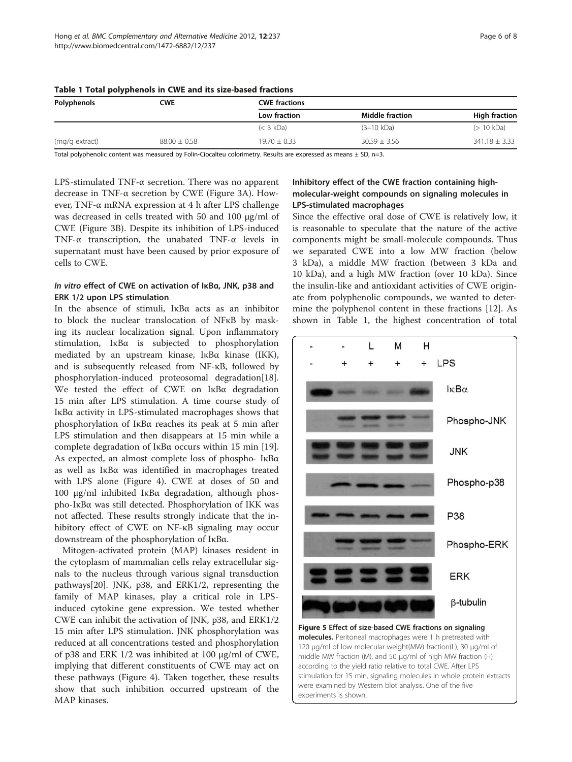**Table 1 Total polyphenols in CWE and its size-based fractions**

| Polyphenols | CWE | CWE fractions | | |
|---|---|---|---|---|
| | | Low fraction | Middle fraction | High fraction |
| | | (< 3 kDa) | (3–10 kDa) | (> 10 kDa) |
| (mg/g extract) | 88.00 ± 0.58 | 19.70 ± 0.33 | 30.59 ± 3.56 | 341.18 ± 3.33 |

Total polyphenolic content was measured by Folin-Ciocalteu colorimetry. Results are expressed as means ± SD, n=3.

LPS-stimulated TNF-α secretion. There was no apparent decrease in TNF-α secretion by CWE (Figure 3A). However, TNF-α mRNA expression at 4 h after LPS challenge was decreased in cells treated with 50 and 100 μg/ml of CWE (Figure 3B). Despite its inhibition of LPS-induced TNF-α transcription, the unabated TNF-α levels in supernatant must have been caused by prior exposure of cells to CWE.

### *In vitro* effect of CWE on activation of IκBα, JNK, p38 and ERK 1/2 upon LPS stimulation

In the absence of stimuli, IκBα acts as an inhibitor to block the nuclear translocation of NFκB by masking its nuclear localization signal. Upon inflammatory stimulation, IκBα is subjected to phosphorylation mediated by an upstream kinase, IκBα kinase (IKK), and is subsequently released from NF-κB, followed by phosphorylation-induced proteosomal degradation[18]. We tested the effect of CWE on IκBα degradation 15 min after LPS stimulation. A time course study of IκBα activity in LPS-stimulated macrophages shows that phosphorylation of IκBα reaches its peak at 5 min after LPS stimulation and then disappears at 15 min while a complete degradation of IκBα occurs within 15 min [19]. As expected, an almost complete loss of phospho- IκBα as well as IκBα was identified in macrophages treated with LPS alone (Figure 4). CWE at doses of 50 and 100 μg/ml inhibited IκBα degradation, although phospho-IκBα was still detected. Phosphorylation of IKK was not affected. These results strongly indicate that the inhibitory effect of CWE on NF-κB signaling may occur downstream of the phosphorylation of IκBα.

Mitogen-activated protein (MAP) kinases resident in the cytoplasm of mammalian cells relay extracellular signals to the nucleus through various signal transduction pathways[20]. JNK, p38, and ERK1/2, representing the family of MAP kinases, play a critical role in LPS-induced cytokine gene expression. We tested whether CWE can inhibit the activation of JNK, p38, and ERK1/2 15 min after LPS stimulation. JNK phosphorylation was reduced at all concentrations tested and phosphorylation of p38 and ERK 1/2 was inhibited at 100 μg/ml of CWE, implying that different constituents of CWE may act on these pathways (Figure 4). Taken together, these results show that such inhibition occurred upstream of the MAP kinases.

### Inhibitory effect of the CWE fraction containing high-molecular-weight compounds on signaling molecules in LPS-stimulated macrophages

Since the effective oral dose of CWE is relatively low, it is reasonable to speculate that the nature of the active components might be small-molecule compounds. Thus we separated CWE into a low MW fraction (below 3 kDa), a middle MW fraction (between 3 kDa and 10 kDa), and a high MW fraction (over 10 kDa). Since the insulin-like and antioxidant activities of CWE originate from polyphenolic compounds, we wanted to determine the polyphenol content in these fractions [12]. As shown in Table 1, the highest concentration of total

**Figure 5 Effect of size-based CWE fractions on signaling molecules.** Peritoneal macrophages were 1 h pretreated with 120 μg/ml of low molecular weight(MW) fraction(L), 30 μg/ml of middle MW fraction (M), and 50 μg/ml of high MW fraction (H) according to the yield ratio relative to total CWE. After LPS stimulation for 15 min, signaling molecules in whole protein extracts were examined by Western blot analysis. One of the five experiments is shown.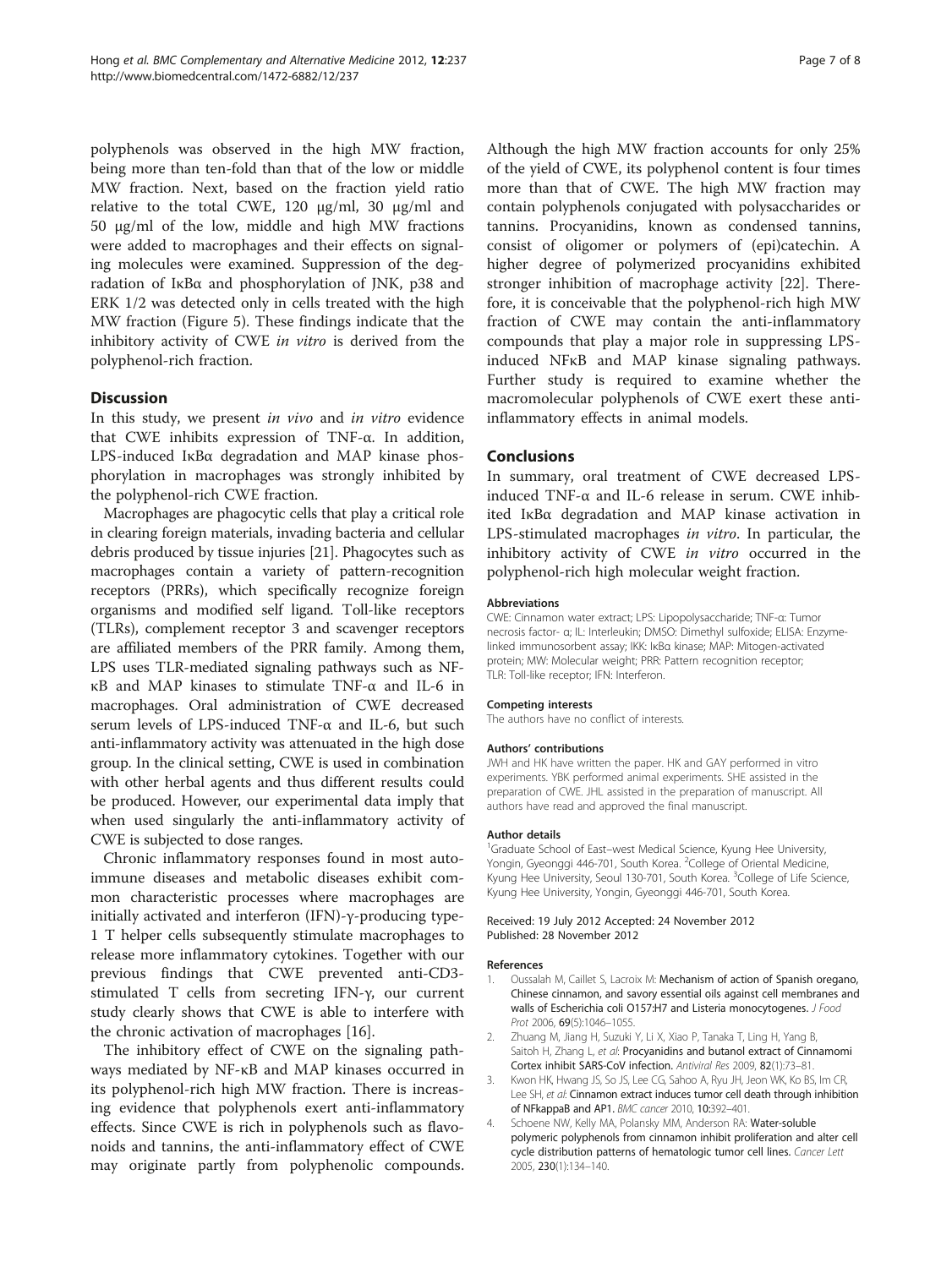polyphenols was observed in the high MW fraction, being more than ten-fold than that of the low or middle MW fraction. Next, based on the fraction yield ratio relative to the total CWE, 120 μg/ml, 30 μg/ml and 50 μg/ml of the low, middle and high MW fractions were added to macrophages and their effects on signaling molecules were examined. Suppression of the degradation of IκBα and phosphorylation of JNK, p38 and ERK 1/2 was detected only in cells treated with the high MW fraction (Figure 5). These findings indicate that the inhibitory activity of CWE *in vitro* is derived from the polyphenol-rich fraction.

## Discussion

In this study, we present *in vivo* and *in vitro* evidence that CWE inhibits expression of TNF-α. In addition, LPS-induced IκBα degradation and MAP kinase phosphorylation in macrophages was strongly inhibited by the polyphenol-rich CWE fraction.

Macrophages are phagocytic cells that play a critical role in clearing foreign materials, invading bacteria and cellular debris produced by tissue injuries [21]. Phagocytes such as macrophages contain a variety of pattern-recognition receptors (PRRs), which specifically recognize foreign organisms and modified self ligand. Toll-like receptors (TLRs), complement receptor 3 and scavenger receptors are affiliated members of the PRR family. Among them, LPS uses TLR-mediated signaling pathways such as NF-κB and MAP kinases to stimulate TNF-α and IL-6 in macrophages. Oral administration of CWE decreased serum levels of LPS-induced TNF-α and IL-6, but such anti-inflammatory activity was attenuated in the high dose group. In the clinical setting, CWE is used in combination with other herbal agents and thus different results could be produced. However, our experimental data imply that when used singularly the anti-inflammatory activity of CWE is subjected to dose ranges.

Chronic inflammatory responses found in most autoimmune diseases and metabolic diseases exhibit common characteristic processes where macrophages are initially activated and interferon (IFN)-γ-producing type-1 T helper cells subsequently stimulate macrophages to release more inflammatory cytokines. Together with our previous findings that CWE prevented anti-CD3-stimulated T cells from secreting IFN-γ, our current study clearly shows that CWE is able to interfere with the chronic activation of macrophages [16].

The inhibitory effect of CWE on the signaling pathways mediated by NF-κB and MAP kinases occurred in its polyphenol-rich high MW fraction. There is increasing evidence that polyphenols exert anti-inflammatory effects. Since CWE is rich in polyphenols such as flavonoids and tannins, the anti-inflammatory effect of CWE may originate partly from polyphenolic compounds. Although the high MW fraction accounts for only 25% of the yield of CWE, its polyphenol content is four times more than that of CWE. The high MW fraction may contain polyphenols conjugated with polysaccharides or tannins. Procyanidins, known as condensed tannins, consist of oligomer or polymers of (epi)catechin. A higher degree of polymerized procyanidins exhibited stronger inhibition of macrophage activity [22]. Therefore, it is conceivable that the polyphenol-rich high MW fraction of CWE may contain the anti-inflammatory compounds that play a major role in suppressing LPS-induced NFκB and MAP kinase signaling pathways. Further study is required to examine whether the macromolecular polyphenols of CWE exert these anti-inflammatory effects in animal models.

## Conclusions

In summary, oral treatment of CWE decreased LPS-induced TNF-α and IL-6 release in serum. CWE inhibited IκBα degradation and MAP kinase activation in LPS-stimulated macrophages *in vitro*. In particular, the inhibitory activity of CWE *in vitro* occurred in the polyphenol-rich high molecular weight fraction.

#### Abbreviations

CWE: Cinnamon water extract; LPS: Lipopolysaccharide; TNF-α: Tumor necrosis factor- α; IL: Interleukin; DMSO: Dimethyl sulfoxide; ELISA: Enzyme-linked immunosorbent assay; IKK: IκBα kinase; MAP: Mitogen-activated protein; MW: Molecular weight; PRR: Pattern recognition receptor; TLR: Toll-like receptor; IFN: Interferon.

#### Competing interests

The authors have no conflict of interests.

#### Authors' contributions

JWH and HK have written the paper. HK and GAY performed in vitro experiments. YBK performed animal experiments. SHE assisted in the preparation of CWE. JHL assisted in the preparation of manuscript. All authors have read and approved the final manuscript.

#### Author details

[1]Graduate School of East–west Medical Science, Kyung Hee University, Yongin, Gyeonggi 446-701, South Korea. [2]College of Oriental Medicine, Kyung Hee University, Seoul 130-701, South Korea. [3]College of Life Science, Kyung Hee University, Yongin, Gyeonggi 446-701, South Korea.

Received: 19 July 2012 Accepted: 24 November 2012
Published: 28 November 2012

#### References

1. Oussalah M, Caillet S, Lacroix M: **Mechanism of action of Spanish oregano, Chinese cinnamon, and savory essential oils against cell membranes and walls of Escherichia coli O157:H7 and Listeria monocytogenes.** *J Food Prot* 2006, **69**(5):1046–1055.
2. Zhuang M, Jiang H, Suzuki Y, Li X, Xiao P, Tanaka T, Ling H, Yang B, Saitoh H, Zhang L, *et al*: **Procyanidins and butanol extract of Cinnamomi Cortex inhibit SARS-CoV infection.** *Antiviral Res* 2009, **82**(1):73–81.
3. Kwon HK, Hwang JS, So JS, Lee CG, Sahoo A, Ryu JH, Jeon WK, Ko BS, Im CR, Lee SH, *et al*: **Cinnamon extract induces tumor cell death through inhibition of NFkappaB and AP1.** *BMC cancer* 2010, **10**:392–401.
4. Schoene NW, Kelly MA, Polansky MM, Anderson RA: **Water-soluble polymeric polyphenols from cinnamon inhibit proliferation and alter cell cycle distribution patterns of hematologic tumor cell lines.** *Cancer Lett* 2005, **230**(1):134–140.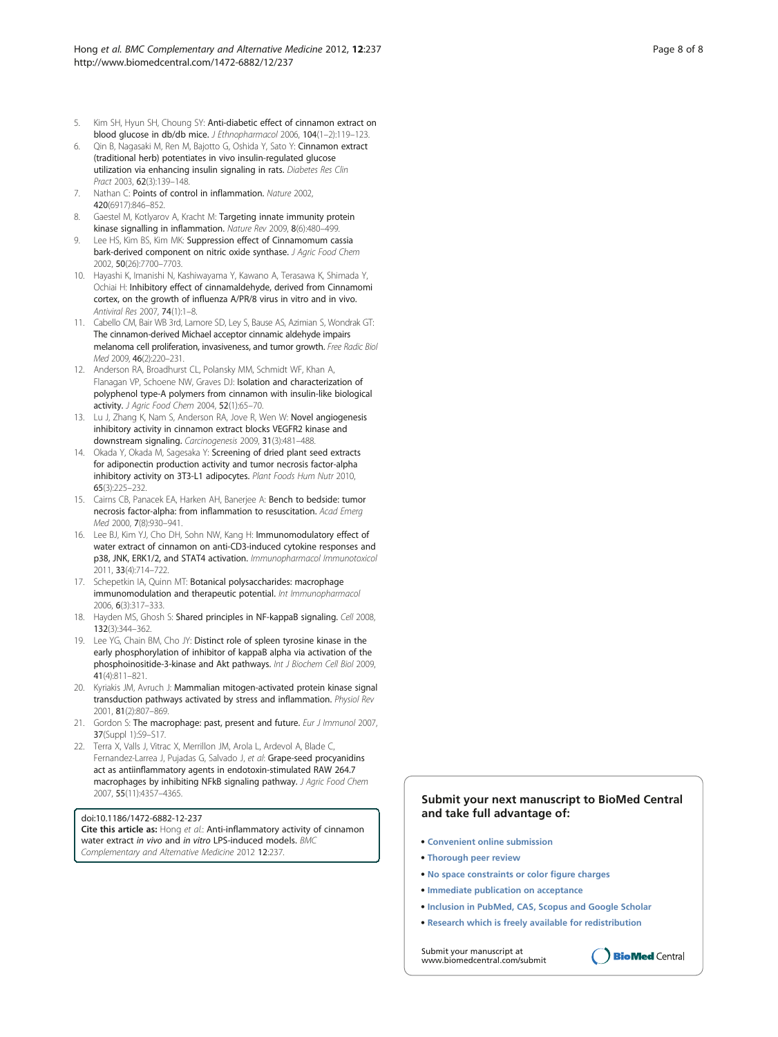5. Kim SH, Hyun SH, Choung SY: **Anti-diabetic effect of cinnamon extract on blood glucose in db/db mice.** *J Ethnopharmacol* 2006, **104**(1–2):119–123.
6. Qin B, Nagasaki M, Ren M, Bajotto G, Oshida Y, Sato Y: **Cinnamon extract (traditional herb) potentiates in vivo insulin-regulated glucose utilization via enhancing insulin signaling in rats.** *Diabetes Res Clin Pract* 2003, **62**(3):139–148.
7. Nathan C: **Points of control in inflammation.** *Nature* 2002, **420**(6917):846–852.
8. Gaestel M, Kotlyarov A, Kracht M: **Targeting innate immunity protein kinase signalling in inflammation.** *Nature Rev* 2009, **8**(6):480–499.
9. Lee HS, Kim BS, Kim MK: **Suppression effect of Cinnamomum cassia bark-derived component on nitric oxide synthase.** *J Agric Food Chem* 2002, **50**(26):7700–7703.
10. Hayashi K, Imanishi N, Kashiwayama Y, Kawano A, Terasawa K, Shimada Y, Ochiai H: **Inhibitory effect of cinnamaldehyde, derived from Cinnamomi cortex, on the growth of influenza A/PR/8 virus in vitro and in vivo.** *Antiviral Res* 2007, **74**(1):1–8.
11. Cabello CM, Bair WB 3rd, Lamore SD, Ley S, Bause AS, Azimian S, Wondrak GT: **The cinnamon-derived Michael acceptor cinnamic aldehyde impairs melanoma cell proliferation, invasiveness, and tumor growth.** *Free Radic Biol Med* 2009, **46**(2):220–231.
12. Anderson RA, Broadhurst CL, Polansky MM, Schmidt WF, Khan A, Flanagan VP, Schoene NW, Graves DJ: **Isolation and characterization of polyphenol type-A polymers from cinnamon with insulin-like biological activity.** *J Agric Food Chem* 2004, **52**(1):65–70.
13. Lu J, Zhang K, Nam S, Anderson RA, Jove R, Wen W: **Novel angiogenesis inhibitory activity in cinnamon extract blocks VEGFR2 kinase and downstream signaling.** *Carcinogenesis* 2009, **31**(3):481–488.
14. Okada Y, Okada M, Sagesaka Y: **Screening of dried plant seed extracts for adiponectin production activity and tumor necrosis factor-alpha inhibitory activity on 3T3-L1 adipocytes.** *Plant Foods Hum Nutr* 2010, **65**(3):225–232.
15. Cairns CB, Panacek EA, Harken AH, Banerjee A: **Bench to bedside: tumor necrosis factor-alpha: from inflammation to resuscitation.** *Acad Emerg Med* 2000, **7**(8):930–941.
16. Lee BJ, Kim YJ, Cho DH, Sohn NW, Kang H: **Immunomodulatory effect of water extract of cinnamon on anti-CD3-induced cytokine responses and p38, JNK, ERK1/2, and STAT4 activation.** *Immunopharmacol Immunotoxicol* 2011, **33**(4):714–722.
17. Schepetkin IA, Quinn MT: **Botanical polysaccharides: macrophage immunomodulation and therapeutic potential.** *Int Immunopharmacol* 2006, **6**(3):317–333.
18. Hayden MS, Ghosh S: **Shared principles in NF-kappaB signaling.** *Cell* 2008, **132**(3):344–362.
19. Lee YG, Chain BM, Cho JY: **Distinct role of spleen tyrosine kinase in the early phosphorylation of inhibitor of kappaB alpha via activation of the phosphoinositide-3-kinase and Akt pathways.** *Int J Biochem Cell Biol* 2009, **41**(4):811–821.
20. Kyriakis JM, Avruch J: **Mammalian mitogen-activated protein kinase signal transduction pathways activated by stress and inflammation.** *Physiol Rev* 2001, **81**(2):807–869.
21. Gordon S: **The macrophage: past, present and future.** *Eur J Immunol* 2007, **37**(Suppl 1):S9–S17.
22. Terra X, Valls J, Vitrac X, Merrillon JM, Arola L, Ardevol A, Blade C, Fernandez-Larrea J, Pujadas G, Salvado J, *et al*: **Grape-seed procyanidins act as antiinflammatory agents in endotoxin-stimulated RAW 264.7 macrophages by inhibiting NFkB signaling pathway.** *J Agric Food Chem* 2007, **55**(11):4357–4365.

doi:10.1186/1472-6882-12-237

**Cite this article as:** Hong *et al.*: Anti-inflammatory activity of cinnamon water extract *in vivo* and *in vitro* LPS-induced models. *BMC Complementary and Alternative Medicine* 2012 12:237.

**Submit your next manuscript to BioMed Central and take full advantage of:**

- **Convenient online submission**
- **Thorough peer review**
- **No space constraints or color figure charges**
- **Immediate publication on acceptance**
- **Inclusion in PubMed, CAS, Scopus and Google Scholar**
- **Research which is freely available for redistribution**

Submit your manuscript at www.biomedcentral.com/submit

BioMed Central